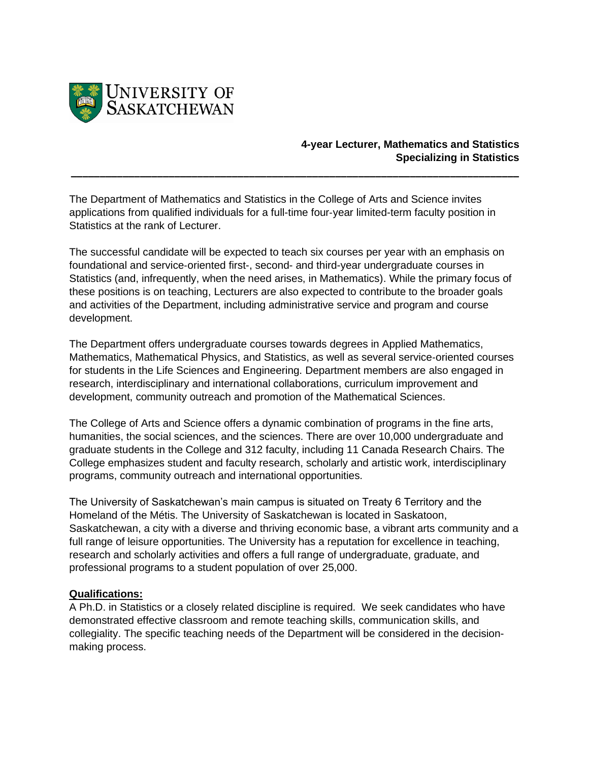University of Saskatchewan

**4-year Lecturer, Mathematics and Statistics**
**Specializing in Statistics**

---

The Department of Mathematics and Statistics in the College of Arts and Science invites applications from qualified individuals for a full-time four-year limited-term faculty position in Statistics at the rank of Lecturer.

The successful candidate will be expected to teach six courses per year with an emphasis on foundational and service-oriented first-, second- and third-year undergraduate courses in Statistics (and, infrequently, when the need arises, in Mathematics). While the primary focus of these positions is on teaching, Lecturers are also expected to contribute to the broader goals and activities of the Department, including administrative service and program and course development.

The Department offers undergraduate courses towards degrees in Applied Mathematics, Mathematics, Mathematical Physics, and Statistics, as well as several service-oriented courses for students in the Life Sciences and Engineering. Department members are also engaged in research, interdisciplinary and international collaborations, curriculum improvement and development, community outreach and promotion of the Mathematical Sciences.

The College of Arts and Science offers a dynamic combination of programs in the fine arts, humanities, the social sciences, and the sciences. There are over 10,000 undergraduate and graduate students in the College and 312 faculty, including 11 Canada Research Chairs. The College emphasizes student and faculty research, scholarly and artistic work, interdisciplinary programs, community outreach and international opportunities.

The University of Saskatchewan's main campus is situated on Treaty 6 Territory and the Homeland of the Métis. The University of Saskatchewan is located in Saskatoon, Saskatchewan, a city with a diverse and thriving economic base, a vibrant arts community and a full range of leisure opportunities. The University has a reputation for excellence in teaching, research and scholarly activities and offers a full range of undergraduate, graduate, and professional programs to a student population of over 25,000.

**Qualifications:**

A Ph.D. in Statistics or a closely related discipline is required. We seek candidates who have demonstrated effective classroom and remote teaching skills, communication skills, and collegiality. The specific teaching needs of the Department will be considered in the decision-making process.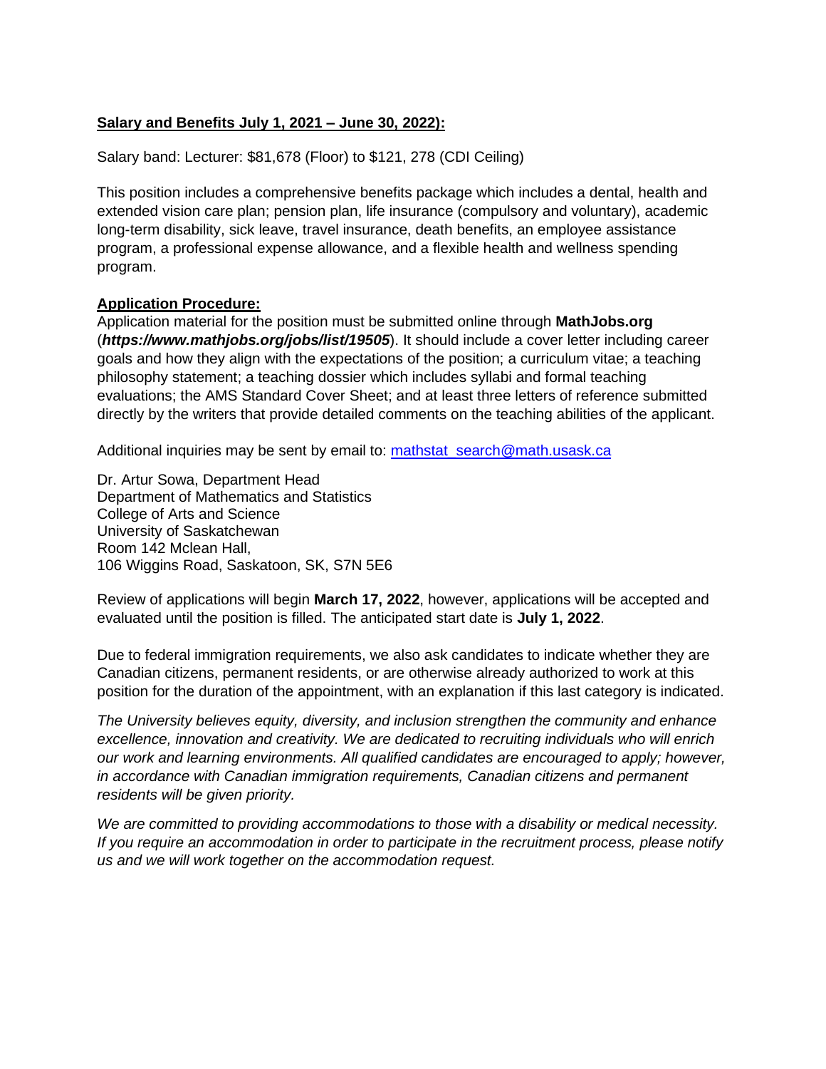**Salary and Benefits July 1, 2021 – June 30, 2022):**

Salary band: Lecturer: $81,678 (Floor) to $121, 278 (CDI Ceiling)

This position includes a comprehensive benefits package which includes a dental, health and extended vision care plan; pension plan, life insurance (compulsory and voluntary), academic long-term disability, sick leave, travel insurance, death benefits, an employee assistance program, a professional expense allowance, and a flexible health and wellness spending program.

**Application Procedure:**

Application material for the position must be submitted online through **MathJobs.org** (***https://www.mathjobs.org/jobs/list/19505***). It should include a cover letter including career goals and how they align with the expectations of the position; a curriculum vitae; a teaching philosophy statement; a teaching dossier which includes syllabi and formal teaching evaluations; the AMS Standard Cover Sheet; and at least three letters of reference submitted directly by the writers that provide detailed comments on the teaching abilities of the applicant.

Additional inquiries may be sent by email to: mathstat_search@math.usask.ca

Dr. Artur Sowa, Department Head
Department of Mathematics and Statistics
College of Arts and Science
University of Saskatchewan
Room 142 Mclean Hall,
106 Wiggins Road, Saskatoon, SK, S7N 5E6

Review of applications will begin **March 17, 2022**, however, applications will be accepted and evaluated until the position is filled. The anticipated start date is **July 1, 2022**.

Due to federal immigration requirements, we also ask candidates to indicate whether they are Canadian citizens, permanent residents, or are otherwise already authorized to work at this position for the duration of the appointment, with an explanation if this last category is indicated.

*The University believes equity, diversity, and inclusion strengthen the community and enhance excellence, innovation and creativity. We are dedicated to recruiting individuals who will enrich our work and learning environments. All qualified candidates are encouraged to apply; however, in accordance with Canadian immigration requirements, Canadian citizens and permanent residents will be given priority.*

*We are committed to providing accommodations to those with a disability or medical necessity. If you require an accommodation in order to participate in the recruitment process, please notify us and we will work together on the accommodation request.*